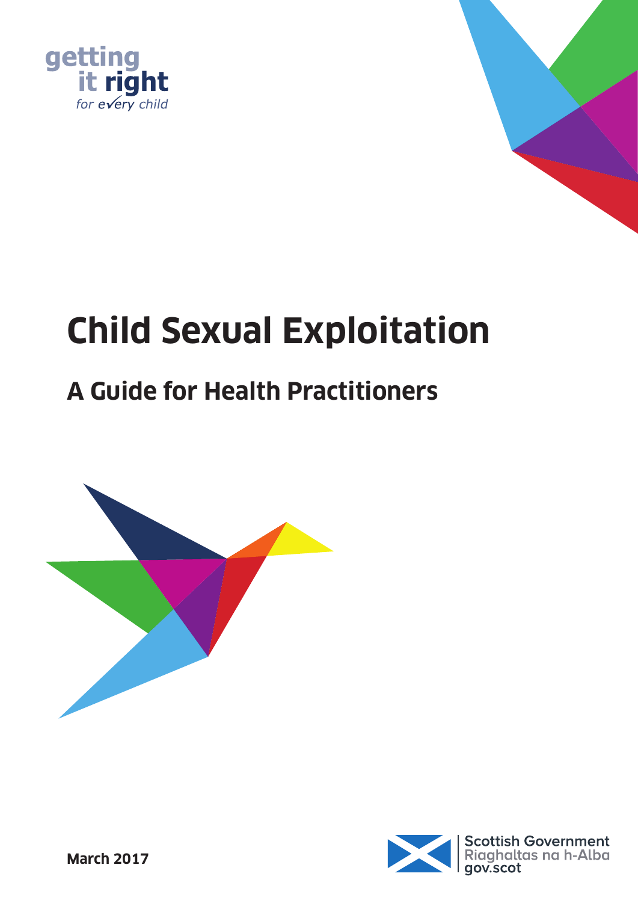getting it right for every child

# Child Sexual Exploitation

## A Guide for Health Practitioners

**March 2017**

Scottish Government
Riaghaltas na h-Alba
gov.scot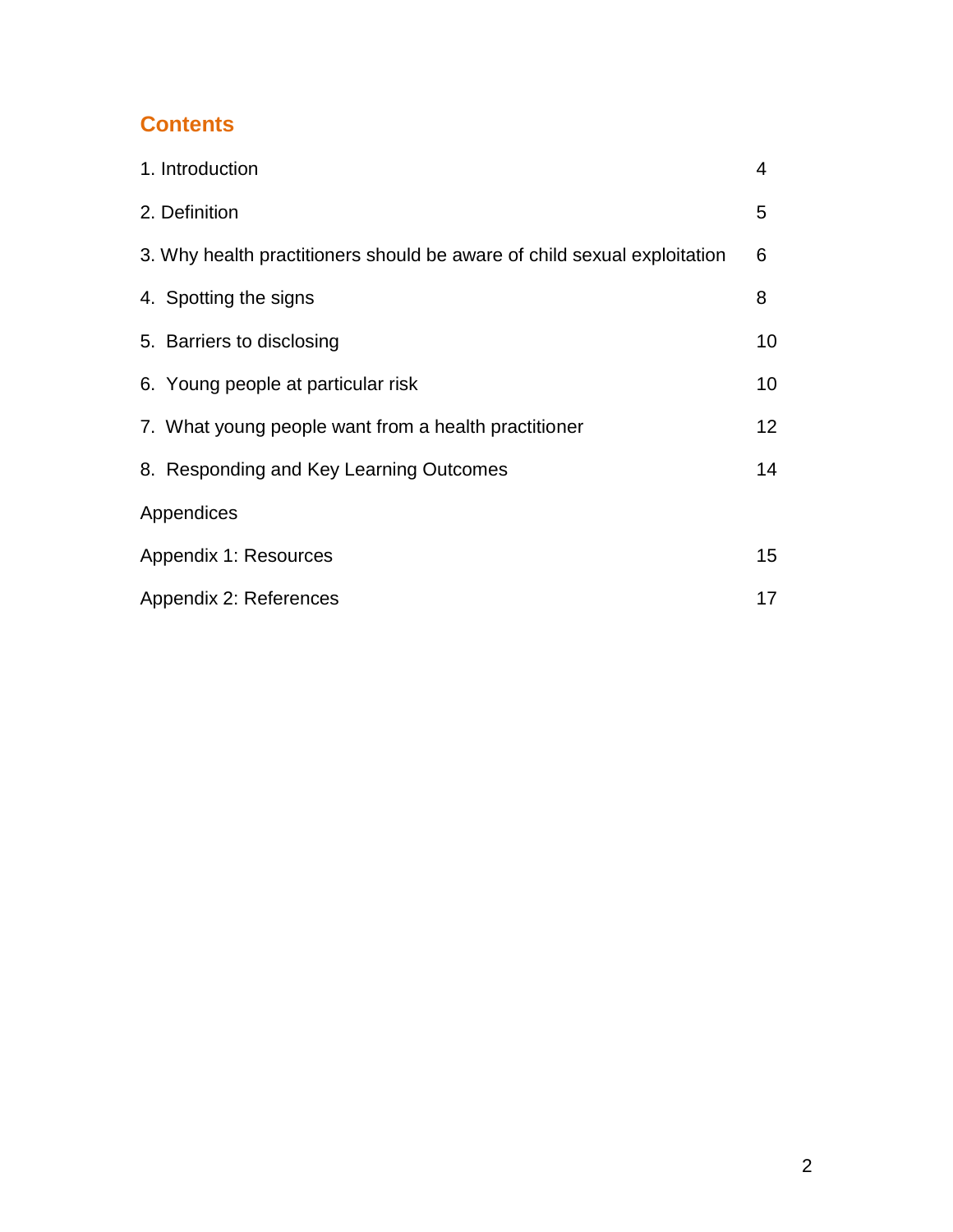## Contents

| | |
|---|---|
| 1. Introduction | 4 |
| 2. Definition | 5 |
| 3. Why health practitioners should be aware of child sexual exploitation | 6 |
| 4. Spotting the signs | 8 |
| 5. Barriers to disclosing | 10 |
| 6. Young people at particular risk | 10 |
| 7. What young people want from a health practitioner | 12 |
| 8. Responding and Key Learning Outcomes | 14 |
| Appendices | |
| Appendix 1: Resources | 15 |
| Appendix 2: References | 17 |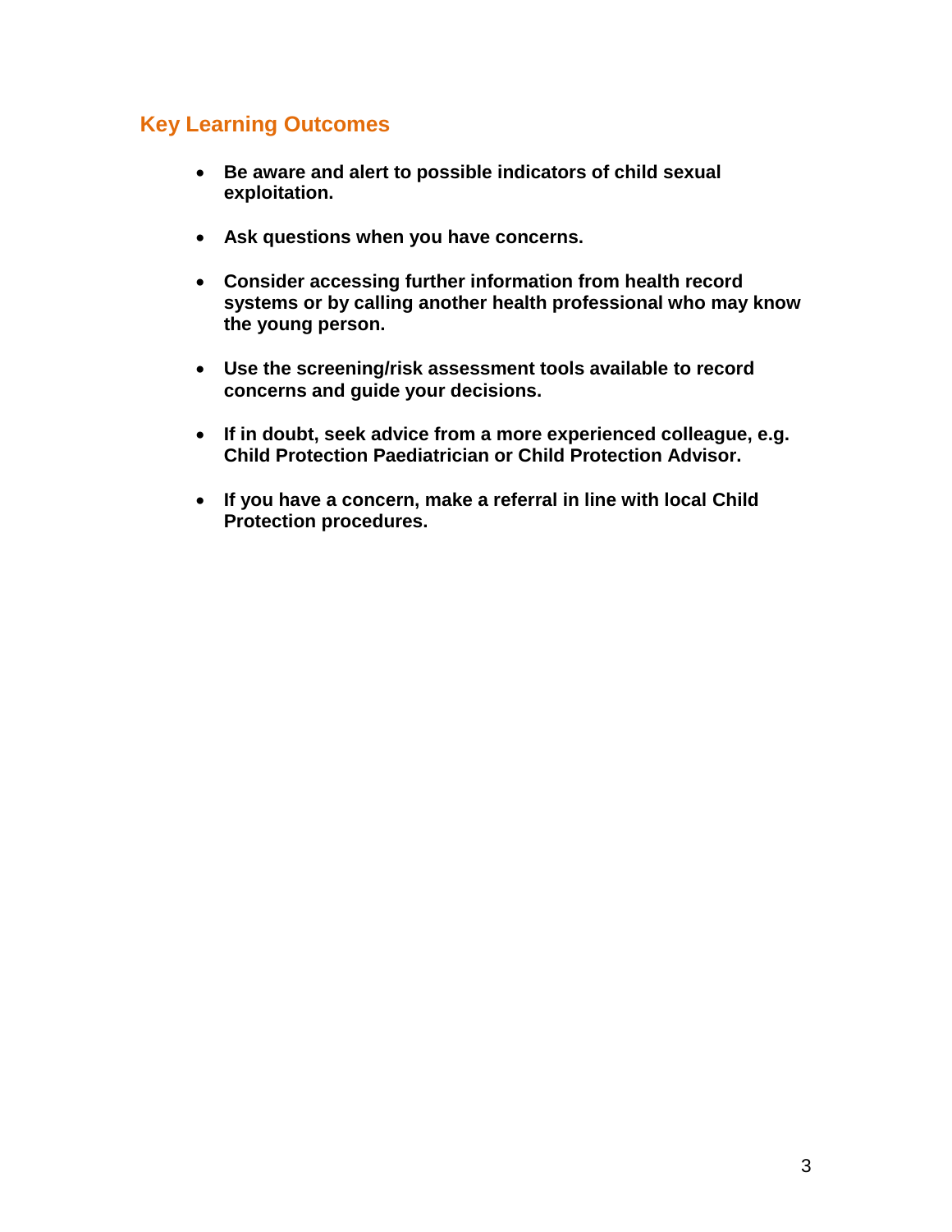## Key Learning Outcomes

- **Be aware and alert to possible indicators of child sexual exploitation.**
- **Ask questions when you have concerns.**
- **Consider accessing further information from health record systems or by calling another health professional who may know the young person.**
- **Use the screening/risk assessment tools available to record concerns and guide your decisions.**
- **If in doubt, seek advice from a more experienced colleague, e.g. Child Protection Paediatrician or Child Protection Advisor.**
- **If you have a concern, make a referral in line with local Child Protection procedures.**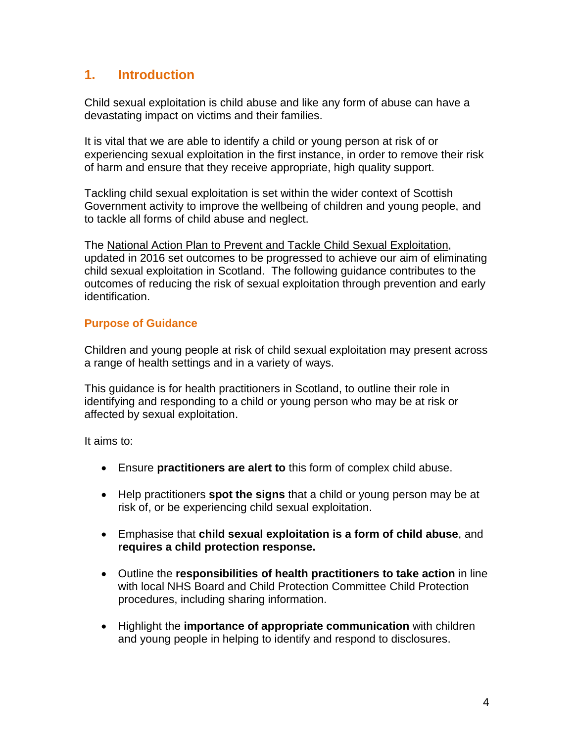## 1. Introduction

Child sexual exploitation is child abuse and like any form of abuse can have a devastating impact on victims and their families.

It is vital that we are able to identify a child or young person at risk of or experiencing sexual exploitation in the first instance, in order to remove their risk of harm and ensure that they receive appropriate, high quality support.

Tackling child sexual exploitation is set within the wider context of Scottish Government activity to improve the wellbeing of children and young people, and to tackle all forms of child abuse and neglect.

The National Action Plan to Prevent and Tackle Child Sexual Exploitation, updated in 2016 set outcomes to be progressed to achieve our aim of eliminating child sexual exploitation in Scotland. The following guidance contributes to the outcomes of reducing the risk of sexual exploitation through prevention and early identification.

### Purpose of Guidance

Children and young people at risk of child sexual exploitation may present across a range of health settings and in a variety of ways.

This guidance is for health practitioners in Scotland, to outline their role in identifying and responding to a child or young person who may be at risk or affected by sexual exploitation.

It aims to:

- Ensure **practitioners are alert to** this form of complex child abuse.
- Help practitioners **spot the signs** that a child or young person may be at risk of, or be experiencing child sexual exploitation.
- Emphasise that **child sexual exploitation is a form of child abuse**, and **requires a child protection response.**
- Outline the **responsibilities of health practitioners to take action** in line with local NHS Board and Child Protection Committee Child Protection procedures, including sharing information.
- Highlight the **importance of appropriate communication** with children and young people in helping to identify and respond to disclosures.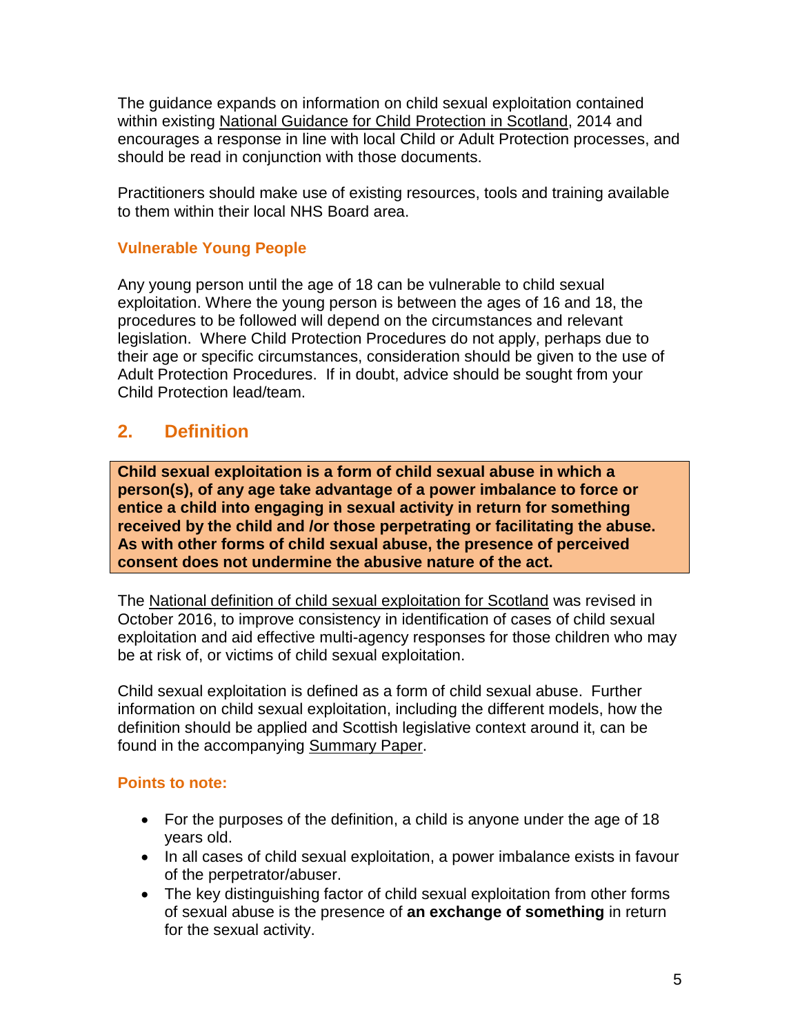The guidance expands on information on child sexual exploitation contained within existing National Guidance for Child Protection in Scotland, 2014 and encourages a response in line with local Child or Adult Protection processes, and should be read in conjunction with those documents.

Practitioners should make use of existing resources, tools and training available to them within their local NHS Board area.

### Vulnerable Young People

Any young person until the age of 18 can be vulnerable to child sexual exploitation. Where the young person is between the ages of 16 and 18, the procedures to be followed will depend on the circumstances and relevant legislation. Where Child Protection Procedures do not apply, perhaps due to their age or specific circumstances, consideration should be given to the use of Adult Protection Procedures. If in doubt, advice should be sought from your Child Protection lead/team.

## 2. Definition

**Child sexual exploitation is a form of child sexual abuse in which a person(s), of any age take advantage of a power imbalance to force or entice a child into engaging in sexual activity in return for something received by the child and /or those perpetrating or facilitating the abuse. As with other forms of child sexual abuse, the presence of perceived consent does not undermine the abusive nature of the act.**

The National definition of child sexual exploitation for Scotland was revised in October 2016, to improve consistency in identification of cases of child sexual exploitation and aid effective multi-agency responses for those children who may be at risk of, or victims of child sexual exploitation.

Child sexual exploitation is defined as a form of child sexual abuse. Further information on child sexual exploitation, including the different models, how the definition should be applied and Scottish legislative context around it, can be found in the accompanying Summary Paper.

### Points to note:

- For the purposes of the definition, a child is anyone under the age of 18 years old.
- In all cases of child sexual exploitation, a power imbalance exists in favour of the perpetrator/abuser.
- The key distinguishing factor of child sexual exploitation from other forms of sexual abuse is the presence of **an exchange of something** in return for the sexual activity.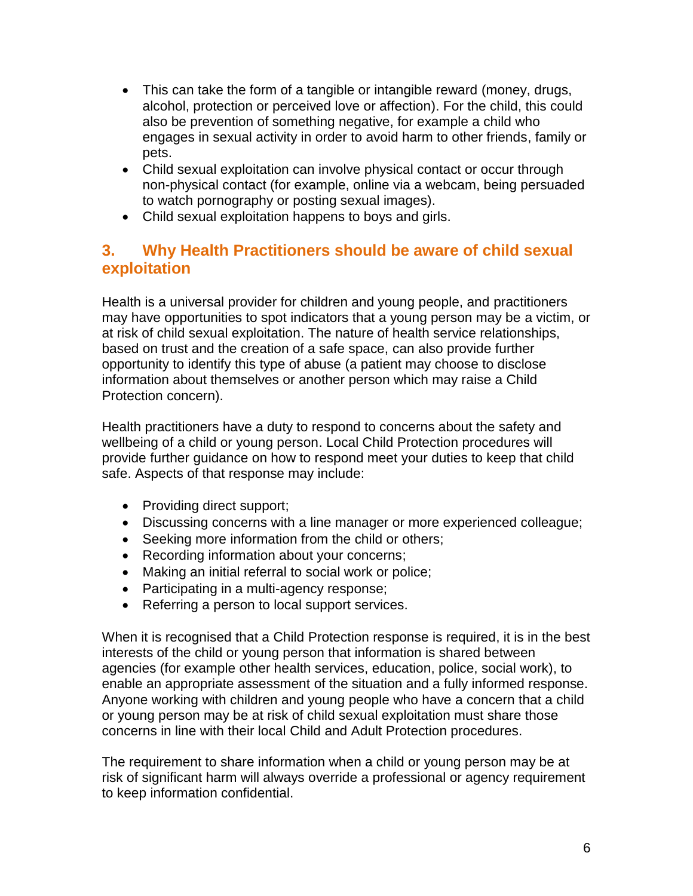- This can take the form of a tangible or intangible reward (money, drugs, alcohol, protection or perceived love or affection). For the child, this could also be prevention of something negative, for example a child who engages in sexual activity in order to avoid harm to other friends, family or pets.
- Child sexual exploitation can involve physical contact or occur through non-physical contact (for example, online via a webcam, being persuaded to watch pornography or posting sexual images).
- Child sexual exploitation happens to boys and girls.

## 3. Why Health Practitioners should be aware of child sexual exploitation

Health is a universal provider for children and young people, and practitioners may have opportunities to spot indicators that a young person may be a victim, or at risk of child sexual exploitation. The nature of health service relationships, based on trust and the creation of a safe space, can also provide further opportunity to identify this type of abuse (a patient may choose to disclose information about themselves or another person which may raise a Child Protection concern).

Health practitioners have a duty to respond to concerns about the safety and wellbeing of a child or young person. Local Child Protection procedures will provide further guidance on how to respond meet your duties to keep that child safe. Aspects of that response may include:

- Providing direct support;
- Discussing concerns with a line manager or more experienced colleague;
- Seeking more information from the child or others;
- Recording information about your concerns;
- Making an initial referral to social work or police;
- Participating in a multi-agency response;
- Referring a person to local support services.

When it is recognised that a Child Protection response is required, it is in the best interests of the child or young person that information is shared between agencies (for example other health services, education, police, social work), to enable an appropriate assessment of the situation and a fully informed response. Anyone working with children and young people who have a concern that a child or young person may be at risk of child sexual exploitation must share those concerns in line with their local Child and Adult Protection procedures.

The requirement to share information when a child or young person may be at risk of significant harm will always override a professional or agency requirement to keep information confidential.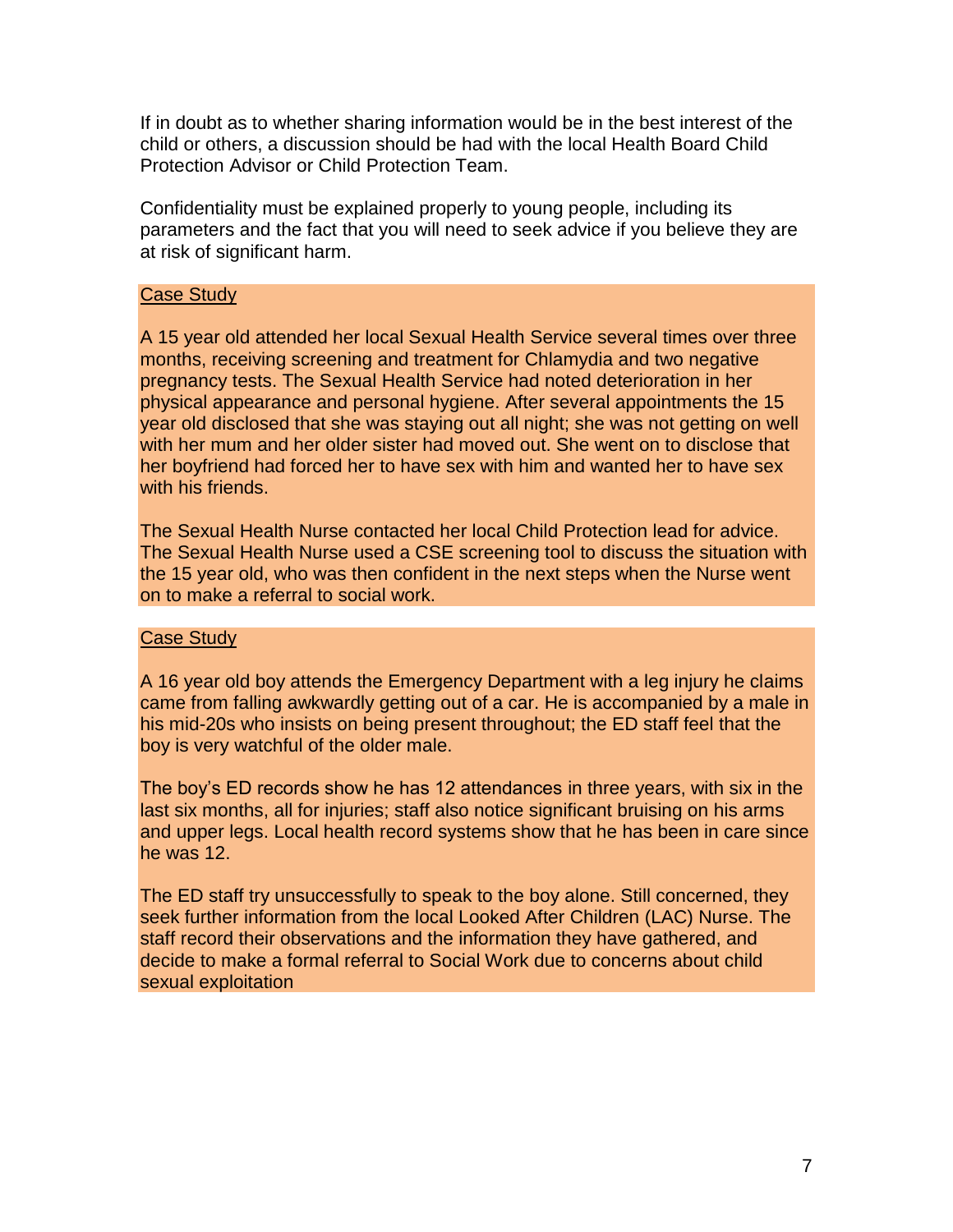If in doubt as to whether sharing information would be in the best interest of the child or others, a discussion should be had with the local Health Board Child Protection Advisor or Child Protection Team.

Confidentiality must be explained properly to young people, including its parameters and the fact that you will need to seek advice if you believe they are at risk of significant harm.

<u>Case Study</u>

A 15 year old attended her local Sexual Health Service several times over three months, receiving screening and treatment for Chlamydia and two negative pregnancy tests. The Sexual Health Service had noted deterioration in her physical appearance and personal hygiene. After several appointments the 15 year old disclosed that she was staying out all night; she was not getting on well with her mum and her older sister had moved out. She went on to disclose that her boyfriend had forced her to have sex with him and wanted her to have sex with his friends.

The Sexual Health Nurse contacted her local Child Protection lead for advice. The Sexual Health Nurse used a CSE screening tool to discuss the situation with the 15 year old, who was then confident in the next steps when the Nurse went on to make a referral to social work.

<u>Case Study</u>

A 16 year old boy attends the Emergency Department with a leg injury he claims came from falling awkwardly getting out of a car. He is accompanied by a male in his mid-20s who insists on being present throughout; the ED staff feel that the boy is very watchful of the older male.

The boy's ED records show he has 12 attendances in three years, with six in the last six months, all for injuries; staff also notice significant bruising on his arms and upper legs. Local health record systems show that he has been in care since he was 12.

The ED staff try unsuccessfully to speak to the boy alone. Still concerned, they seek further information from the local Looked After Children (LAC) Nurse. The staff record their observations and the information they have gathered, and decide to make a formal referral to Social Work due to concerns about child sexual exploitation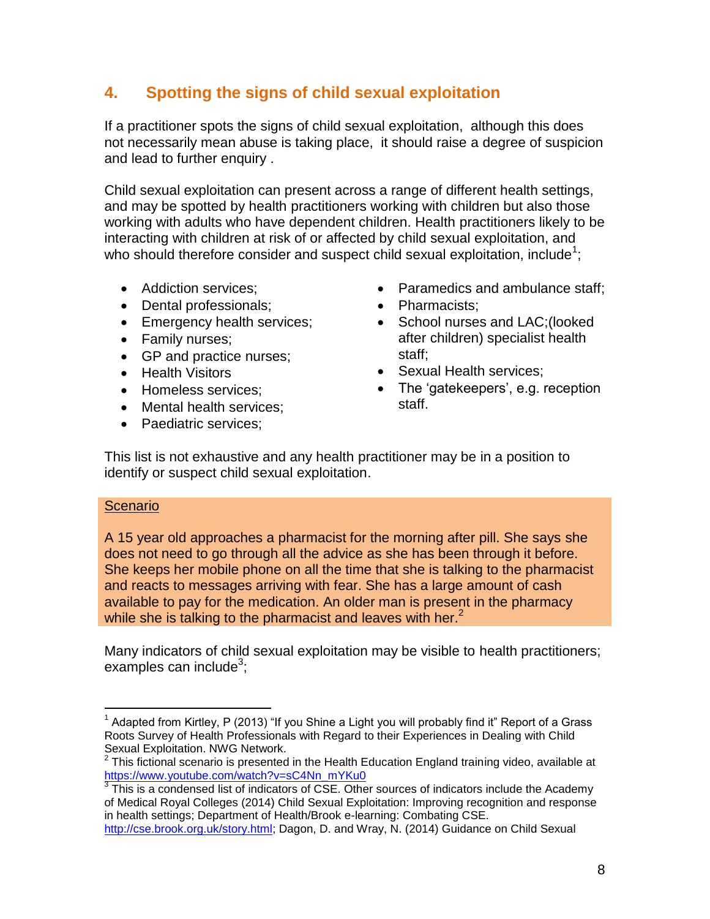## 4. Spotting the signs of child sexual exploitation

If a practitioner spots the signs of child sexual exploitation, although this does not necessarily mean abuse is taking place, it should raise a degree of suspicion and lead to further enquiry .

Child sexual exploitation can present across a range of different health settings, and may be spotted by health practitioners working with children but also those working with adults who have dependent children. Health practitioners likely to be interacting with children at risk of or affected by child sexual exploitation, and who should therefore consider and suspect child sexual exploitation, include[1];

- Addiction services;
- Dental professionals;
- Emergency health services;
- Family nurses;
- GP and practice nurses;
- Health Visitors
- Homeless services;
- Mental health services;
- Paediatric services;
- Paramedics and ambulance staff;
- Pharmacists;
- School nurses and LAC;(looked after children) specialist health staff;
- Sexual Health services;
- The 'gatekeepers', e.g. reception staff.

This list is not exhaustive and any health practitioner may be in a position to identify or suspect child sexual exploitation.

<u>Scenario</u>

A 15 year old approaches a pharmacist for the morning after pill. She says she does not need to go through all the advice as she has been through it before. She keeps her mobile phone on all the time that she is talking to the pharmacist and reacts to messages arriving with fear. She has a large amount of cash available to pay for the medication. An older man is present in the pharmacy while she is talking to the pharmacist and leaves with her.[2]

Many indicators of child sexual exploitation may be visible to health practitioners; examples can include[3];

---

[1] Adapted from Kirtley, P (2013) "If you Shine a Light you will probably find it" Report of a Grass Roots Survey of Health Professionals with Regard to their Experiences in Dealing with Child Sexual Exploitation. NWG Network.

[2] This fictional scenario is presented in the Health Education England training video, available at https://www.youtube.com/watch?v=sC4Nn_mYKu0

[3] This is a condensed list of indicators of CSE. Other sources of indicators include the Academy of Medical Royal Colleges (2014) Child Sexual Exploitation: Improving recognition and response in health settings; Department of Health/Brook e-learning: Combating CSE. http://cse.brook.org.uk/story.html; Dagon, D. and Wray, N. (2014) Guidance on Child Sexual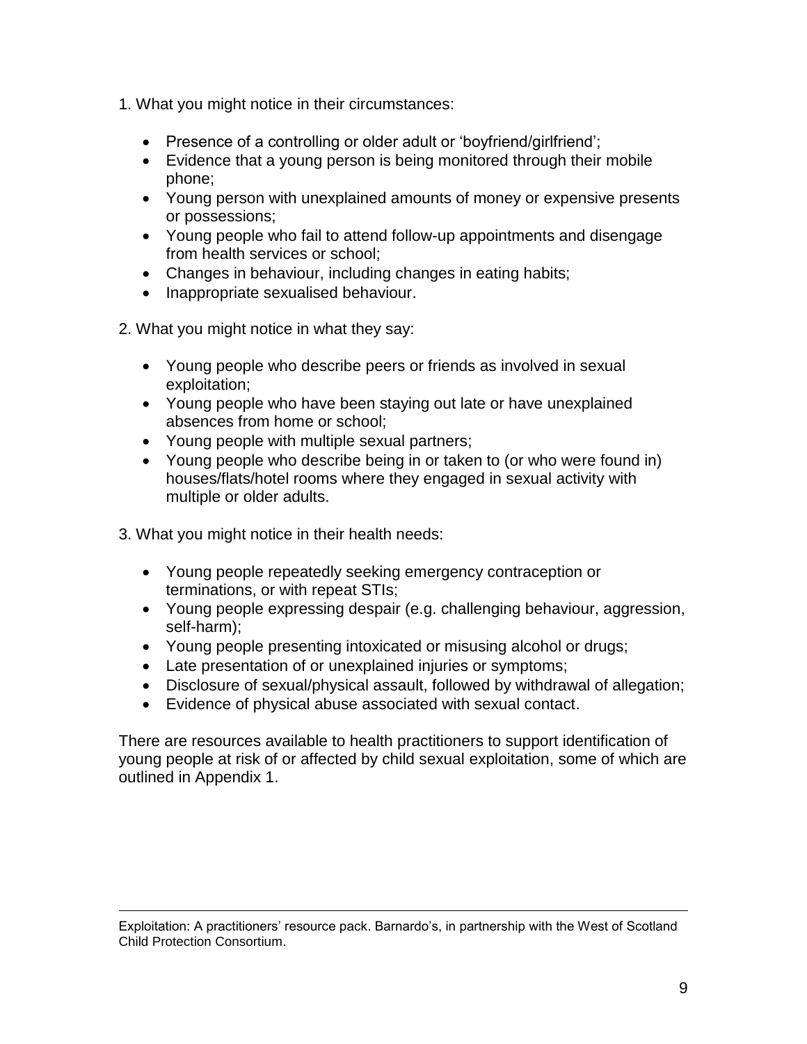1. What you might notice in their circumstances:

- Presence of a controlling or older adult or 'boyfriend/girlfriend';
- Evidence that a young person is being monitored through their mobile phone;
- Young person with unexplained amounts of money or expensive presents or possessions;
- Young people who fail to attend follow-up appointments and disengage from health services or school;
- Changes in behaviour, including changes in eating habits;
- Inappropriate sexualised behaviour.

2. What you might notice in what they say:

- Young people who describe peers or friends as involved in sexual exploitation;
- Young people who have been staying out late or have unexplained absences from home or school;
- Young people with multiple sexual partners;
- Young people who describe being in or taken to (or who were found in) houses/flats/hotel rooms where they engaged in sexual activity with multiple or older adults.

3. What you might notice in their health needs:

- Young people repeatedly seeking emergency contraception or terminations, or with repeat STIs;
- Young people expressing despair (e.g. challenging behaviour, aggression, self-harm);
- Young people presenting intoxicated or misusing alcohol or drugs;
- Late presentation of or unexplained injuries or symptoms;
- Disclosure of sexual/physical assault, followed by withdrawal of allegation;
- Evidence of physical abuse associated with sexual contact.

There are resources available to health practitioners to support identification of young people at risk of or affected by child sexual exploitation, some of which are outlined in Appendix 1.

---

Exploitation: A practitioners' resource pack. Barnardo's, in partnership with the West of Scotland Child Protection Consortium.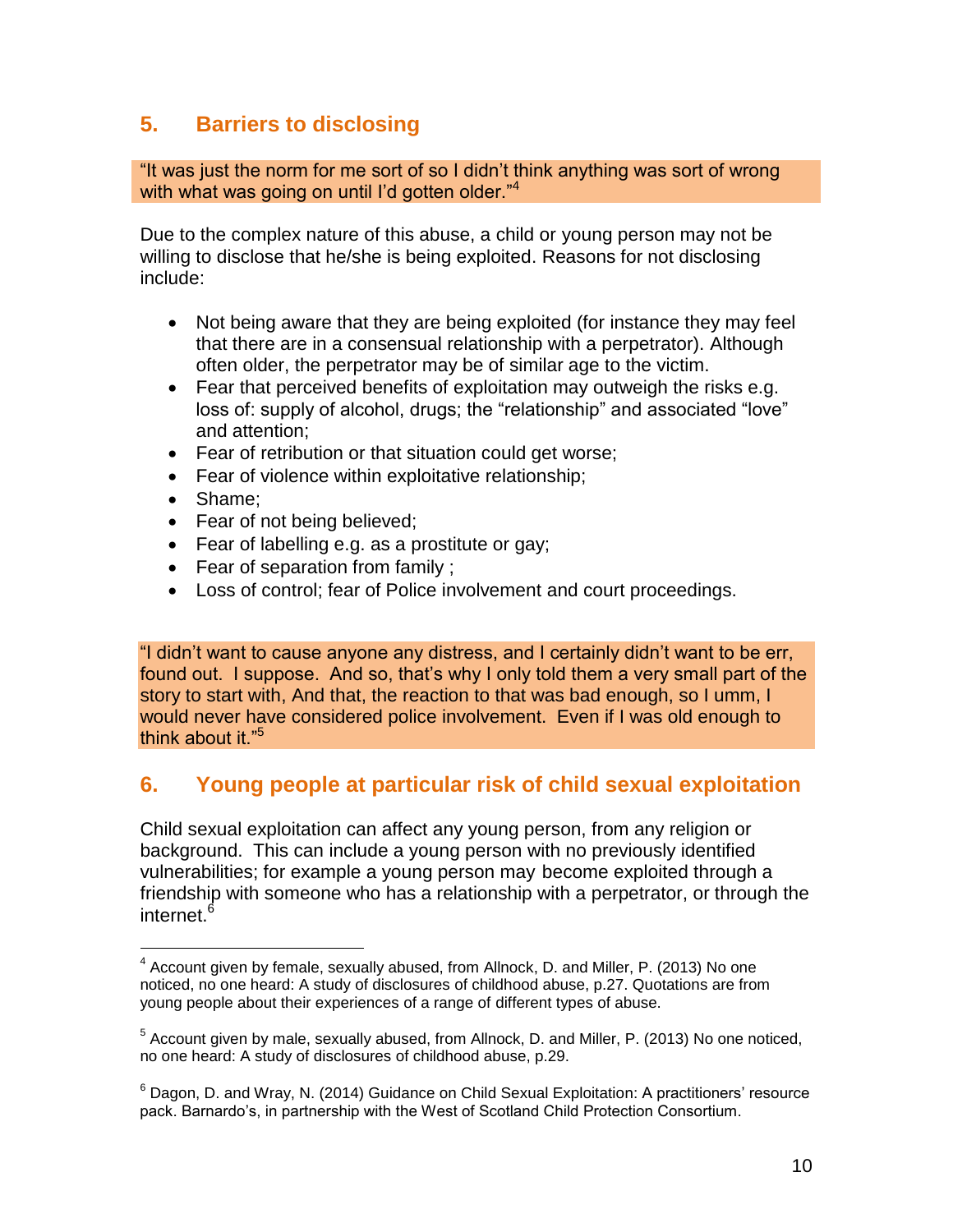## 5. Barriers to disclosing

"It was just the norm for me sort of so I didn't think anything was sort of wrong with what was going on until I'd gotten older."[4]

Due to the complex nature of this abuse, a child or young person may not be willing to disclose that he/she is being exploited. Reasons for not disclosing include:

- Not being aware that they are being exploited (for instance they may feel that there are in a consensual relationship with a perpetrator). Although often older, the perpetrator may be of similar age to the victim.
- Fear that perceived benefits of exploitation may outweigh the risks e.g. loss of: supply of alcohol, drugs; the "relationship" and associated "love" and attention;
- Fear of retribution or that situation could get worse;
- Fear of violence within exploitative relationship;
- Shame;
- Fear of not being believed;
- Fear of labelling e.g. as a prostitute or gay;
- Fear of separation from family ;
- Loss of control; fear of Police involvement and court proceedings.

"I didn't want to cause anyone any distress, and I certainly didn't want to be err, found out. I suppose. And so, that's why I only told them a very small part of the story to start with, And that, the reaction to that was bad enough, so I umm, I would never have considered police involvement. Even if I was old enough to think about it."[5]

## 6. Young people at particular risk of child sexual exploitation

Child sexual exploitation can affect any young person, from any religion or background. This can include a young person with no previously identified vulnerabilities; for example a young person may become exploited through a friendship with someone who has a relationship with a perpetrator, or through the internet.[6]

---

[4] Account given by female, sexually abused, from Allnock, D. and Miller, P. (2013) No one noticed, no one heard: A study of disclosures of childhood abuse, p.27. Quotations are from young people about their experiences of a range of different types of abuse.

[5] Account given by male, sexually abused, from Allnock, D. and Miller, P. (2013) No one noticed, no one heard: A study of disclosures of childhood abuse, p.29.

[6] Dagon, D. and Wray, N. (2014) Guidance on Child Sexual Exploitation: A practitioners' resource pack. Barnardo's, in partnership with the West of Scotland Child Protection Consortium.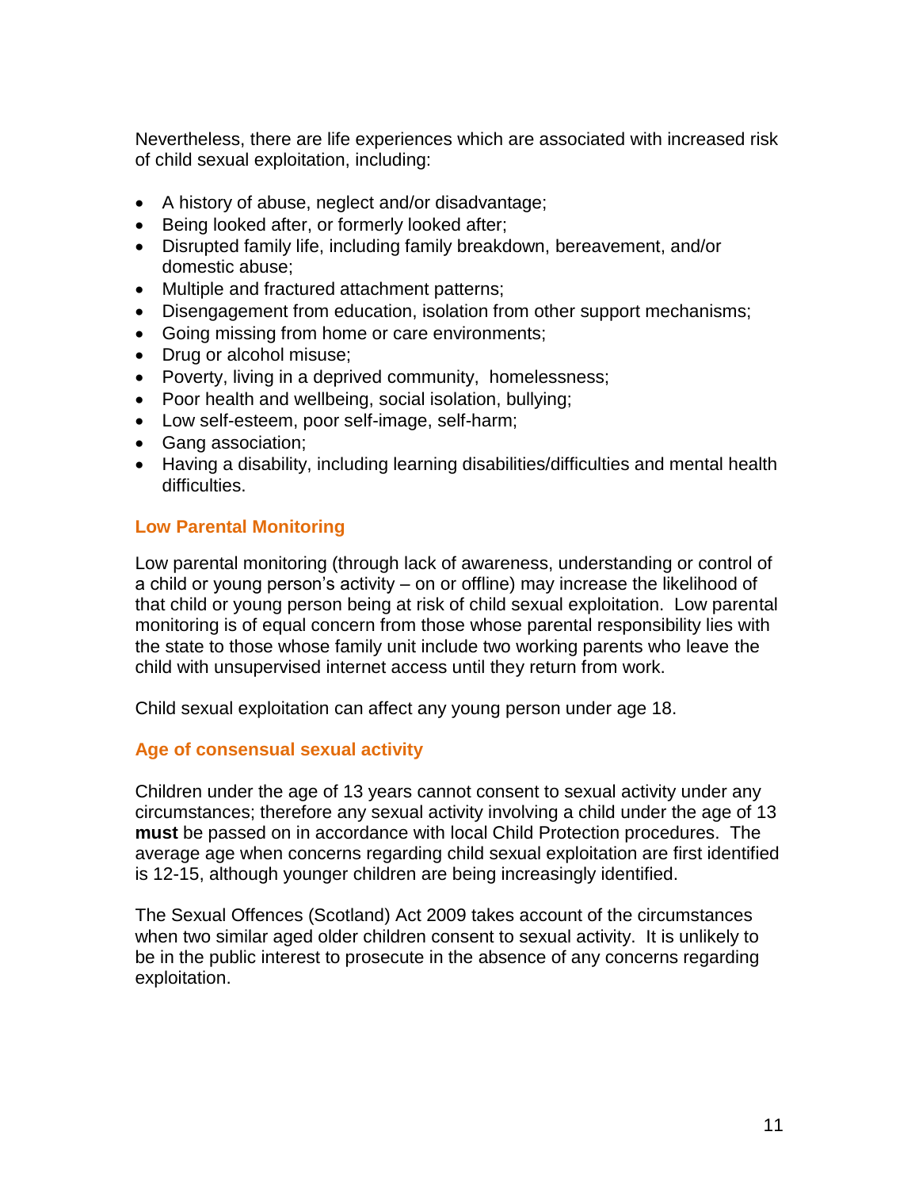Nevertheless, there are life experiences which are associated with increased risk of child sexual exploitation, including:

- A history of abuse, neglect and/or disadvantage;
- Being looked after, or formerly looked after;
- Disrupted family life, including family breakdown, bereavement, and/or domestic abuse;
- Multiple and fractured attachment patterns;
- Disengagement from education, isolation from other support mechanisms;
- Going missing from home or care environments;
- Drug or alcohol misuse;
- Poverty, living in a deprived community, homelessness;
- Poor health and wellbeing, social isolation, bullying;
- Low self-esteem, poor self-image, self-harm;
- Gang association;
- Having a disability, including learning disabilities/difficulties and mental health difficulties.

### Low Parental Monitoring

Low parental monitoring (through lack of awareness, understanding or control of a child or young person's activity – on or offline) may increase the likelihood of that child or young person being at risk of child sexual exploitation. Low parental monitoring is of equal concern from those whose parental responsibility lies with the state to those whose family unit include two working parents who leave the child with unsupervised internet access until they return from work.

Child sexual exploitation can affect any young person under age 18.

### Age of consensual sexual activity

Children under the age of 13 years cannot consent to sexual activity under any circumstances; therefore any sexual activity involving a child under the age of 13 **must** be passed on in accordance with local Child Protection procedures. The average age when concerns regarding child sexual exploitation are first identified is 12-15, although younger children are being increasingly identified.

The Sexual Offences (Scotland) Act 2009 takes account of the circumstances when two similar aged older children consent to sexual activity. It is unlikely to be in the public interest to prosecute in the absence of any concerns regarding exploitation.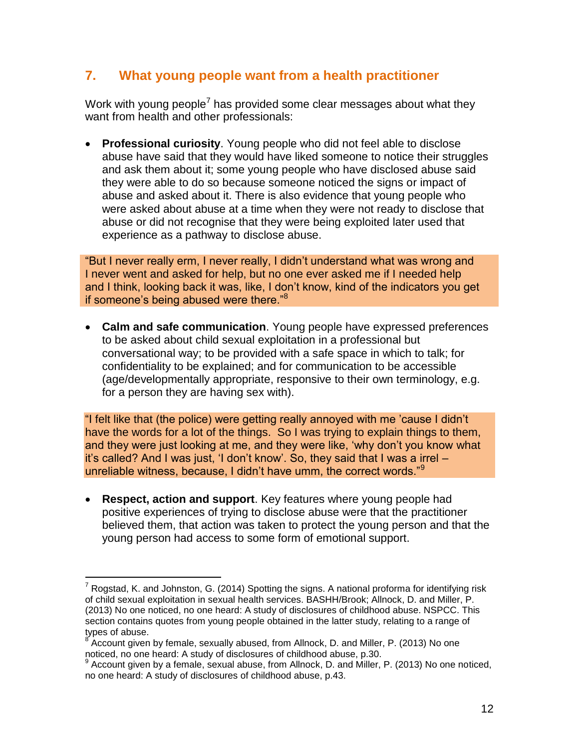## 7. What young people want from a health practitioner

Work with young people[7] has provided some clear messages about what they want from health and other professionals:

- **Professional curiosity**. Young people who did not feel able to disclose abuse have said that they would have liked someone to notice their struggles and ask them about it; some young people who have disclosed abuse said they were able to do so because someone noticed the signs or impact of abuse and asked about it. There is also evidence that young people who were asked about abuse at a time when they were not ready to disclose that abuse or did not recognise that they were being exploited later used that experience as a pathway to disclose abuse.

> "But I never really erm, I never really, I didn't understand what was wrong and I never went and asked for help, but no one ever asked me if I needed help and I think, looking back it was, like, I don't know, kind of the indicators you get if someone's being abused were there."[8]

- **Calm and safe communication**. Young people have expressed preferences to be asked about child sexual exploitation in a professional but conversational way; to be provided with a safe space in which to talk; for confidentiality to be explained; and for communication to be accessible (age/developmentally appropriate, responsive to their own terminology, e.g. for a person they are having sex with).

> "I felt like that (the police) were getting really annoyed with me 'cause I didn't have the words for a lot of the things. So I was trying to explain things to them, and they were just looking at me, and they were like, 'why don't you know what it's called? And I was just, 'I don't know'. So, they said that I was a irrel – unreliable witness, because, I didn't have umm, the correct words."[9]

- **Respect, action and support**. Key features where young people had positive experiences of trying to disclose abuse were that the practitioner believed them, that action was taken to protect the young person and that the young person had access to some form of emotional support.

---

[7] Rogstad, K. and Johnston, G. (2014) Spotting the signs. A national proforma for identifying risk of child sexual exploitation in sexual health services. BASHH/Brook; Allnock, D. and Miller, P. (2013) No one noticed, no one heard: A study of disclosures of childhood abuse. NSPCC. This section contains quotes from young people obtained in the latter study, relating to a range of types of abuse.

[8] Account given by female, sexually abused, from Allnock, D. and Miller, P. (2013) No one noticed, no one heard: A study of disclosures of childhood abuse, p.30.

[9] Account given by a female, sexual abuse, from Allnock, D. and Miller, P. (2013) No one noticed, no one heard: A study of disclosures of childhood abuse, p.43.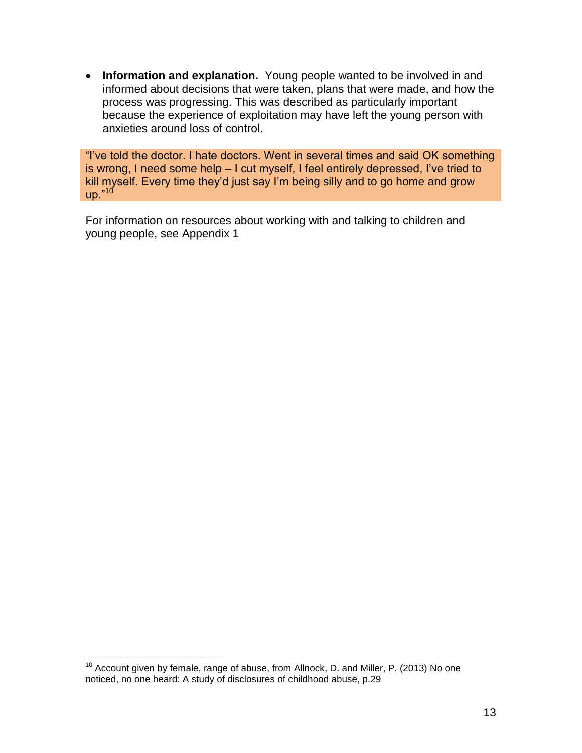- **Information and explanation.** Young people wanted to be involved in and informed about decisions that were taken, plans that were made, and how the process was progressing. This was described as particularly important because the experience of exploitation may have left the young person with anxieties around loss of control.

> "I've told the doctor. I hate doctors. Went in several times and said OK something is wrong, I need some help – I cut myself, I feel entirely depressed, I've tried to kill myself. Every time they'd just say I'm being silly and to go home and grow up."[10]

For information on resources about working with and talking to children and young people, see Appendix 1

---

[10] Account given by female, range of abuse, from Allnock, D. and Miller, P. (2013) No one noticed, no one heard: A study of disclosures of childhood abuse, p.29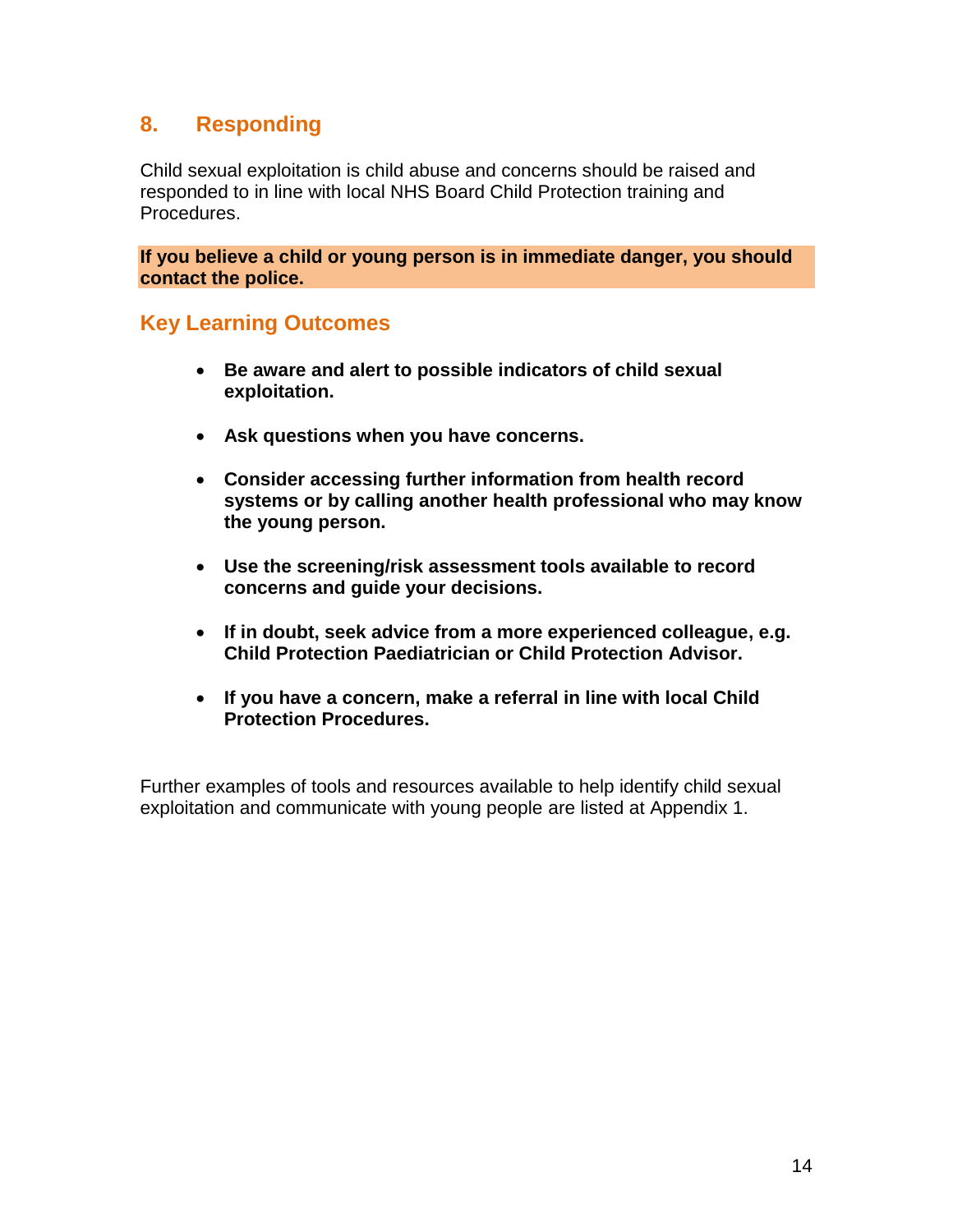## 8. Responding

Child sexual exploitation is child abuse and concerns should be raised and responded to in line with local NHS Board Child Protection training and Procedures.

**If you believe a child or young person is in immediate danger, you should contact the police.**

### Key Learning Outcomes

- **Be aware and alert to possible indicators of child sexual exploitation.**

- **Ask questions when you have concerns.**

- **Consider accessing further information from health record systems or by calling another health professional who may know the young person.**

- **Use the screening/risk assessment tools available to record concerns and guide your decisions.**

- **If in doubt, seek advice from a more experienced colleague, e.g. Child Protection Paediatrician or Child Protection Advisor.**

- **If you have a concern, make a referral in line with local Child Protection Procedures.**

Further examples of tools and resources available to help identify child sexual exploitation and communicate with young people are listed at Appendix 1.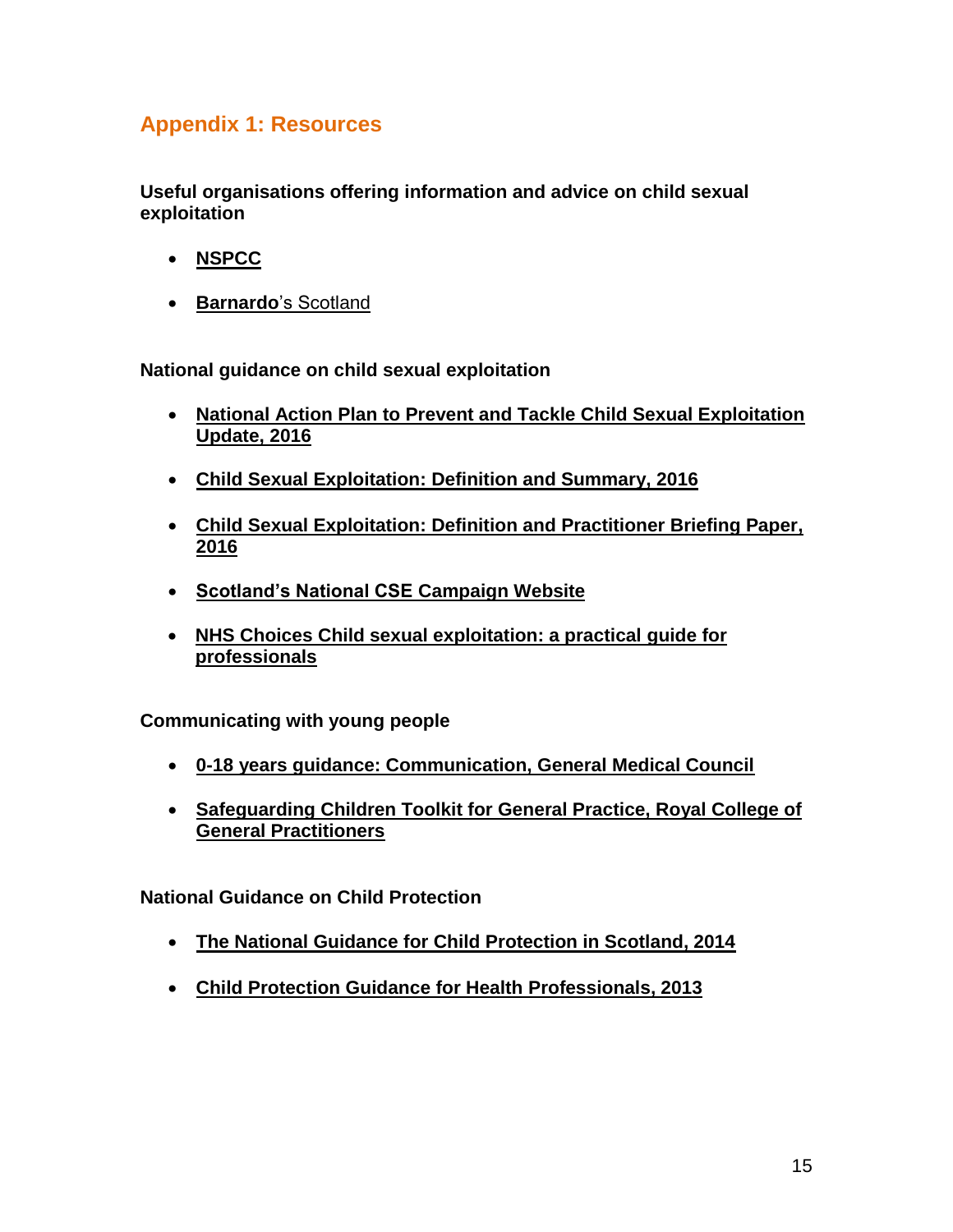## Appendix 1: Resources

**Useful organisations offering information and advice on child sexual exploitation**

- **NSPCC**
- **Barnardo**'s Scotland

**National guidance on child sexual exploitation**

- **National Action Plan to Prevent and Tackle Child Sexual Exploitation Update, 2016**
- **Child Sexual Exploitation: Definition and Summary, 2016**
- **Child Sexual Exploitation: Definition and Practitioner Briefing Paper, 2016**
- **Scotland's National CSE Campaign Website**
- **NHS Choices Child sexual exploitation: a practical guide for professionals**

**Communicating with young people**

- **0-18 years guidance: Communication, General Medical Council**
- **Safeguarding Children Toolkit for General Practice, Royal College of General Practitioners**

**National Guidance on Child Protection**

- **The National Guidance for Child Protection in Scotland, 2014**
- **Child Protection Guidance for Health Professionals, 2013**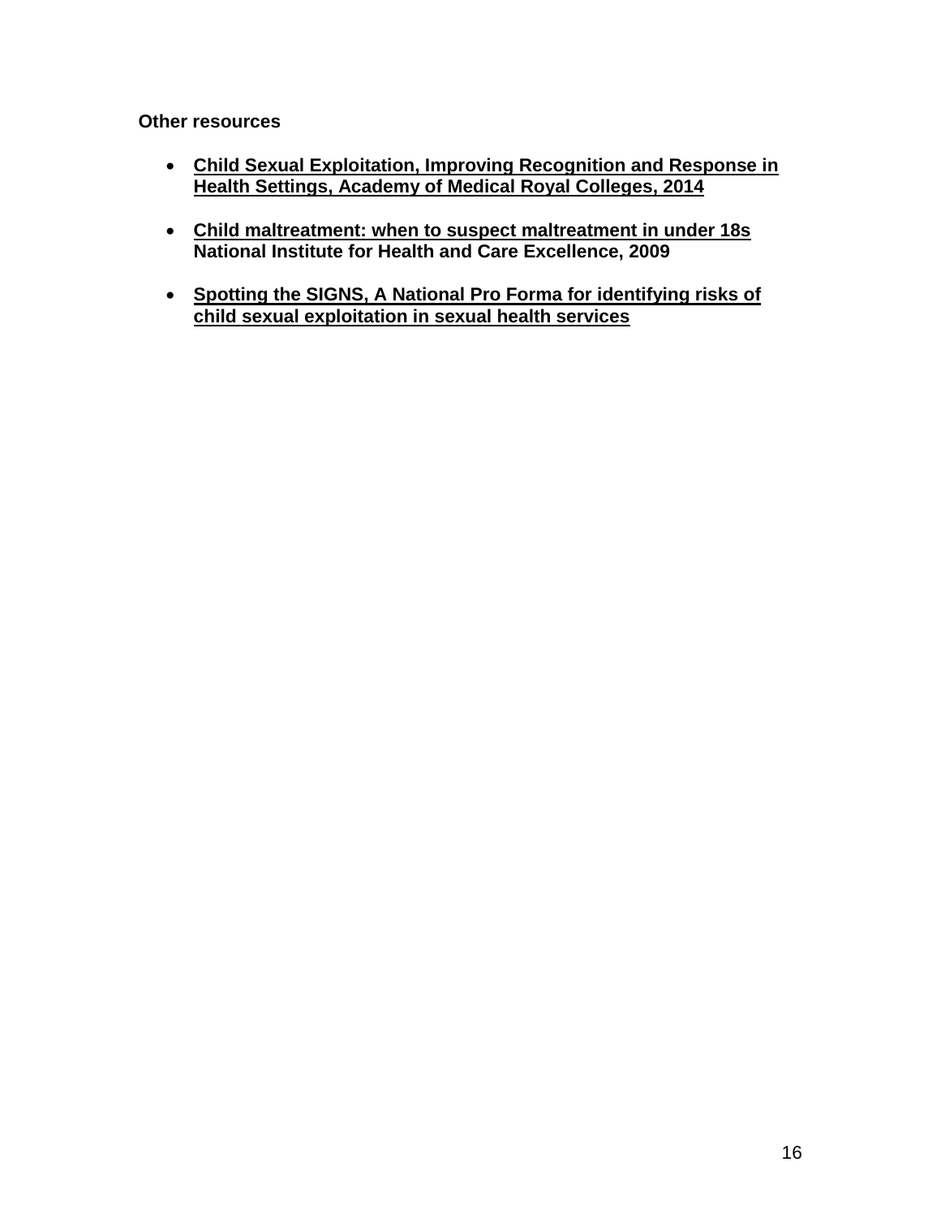**Other resources**

- **Child Sexual Exploitation, Improving Recognition and Response in Health Settings, Academy of Medical Royal Colleges, 2014**

- **Child maltreatment: when to suspect maltreatment in under 18s National Institute for Health and Care Excellence, 2009**

- **Spotting the SIGNS, A National Pro Forma for identifying risks of child sexual exploitation in sexual health services**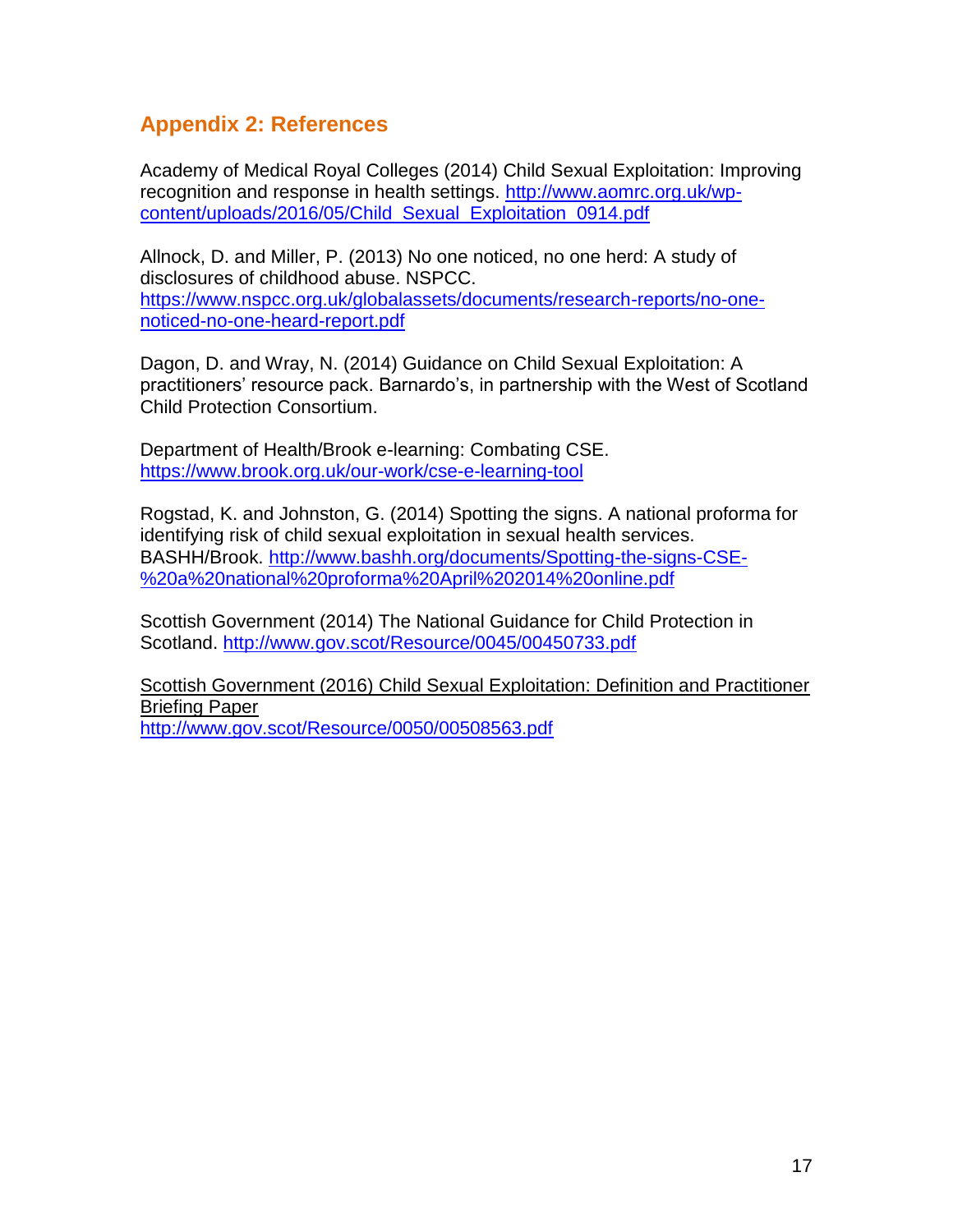## Appendix 2: References

Academy of Medical Royal Colleges (2014) Child Sexual Exploitation: Improving recognition and response in health settings. http://www.aomrc.org.uk/wp-content/uploads/2016/05/Child_Sexual_Exploitation_0914.pdf

Allnock, D. and Miller, P. (2013) No one noticed, no one herd: A study of disclosures of childhood abuse. NSPCC. https://www.nspcc.org.uk/globalassets/documents/research-reports/no-one-noticed-no-one-heard-report.pdf

Dagon, D. and Wray, N. (2014) Guidance on Child Sexual Exploitation: A practitioners' resource pack. Barnardo's, in partnership with the West of Scotland Child Protection Consortium.

Department of Health/Brook e-learning: Combating CSE. https://www.brook.org.uk/our-work/cse-e-learning-tool

Rogstad, K. and Johnston, G. (2014) Spotting the signs. A national proforma for identifying risk of child sexual exploitation in sexual health services. BASHH/Brook. http://www.bashh.org/documents/Spotting-the-signs-CSE-%20a%20national%20proforma%20April%202014%20online.pdf

Scottish Government (2014) The National Guidance for Child Protection in Scotland. http://www.gov.scot/Resource/0045/00450733.pdf

Scottish Government (2016) Child Sexual Exploitation: Definition and Practitioner Briefing Paper http://www.gov.scot/Resource/0050/00508563.pdf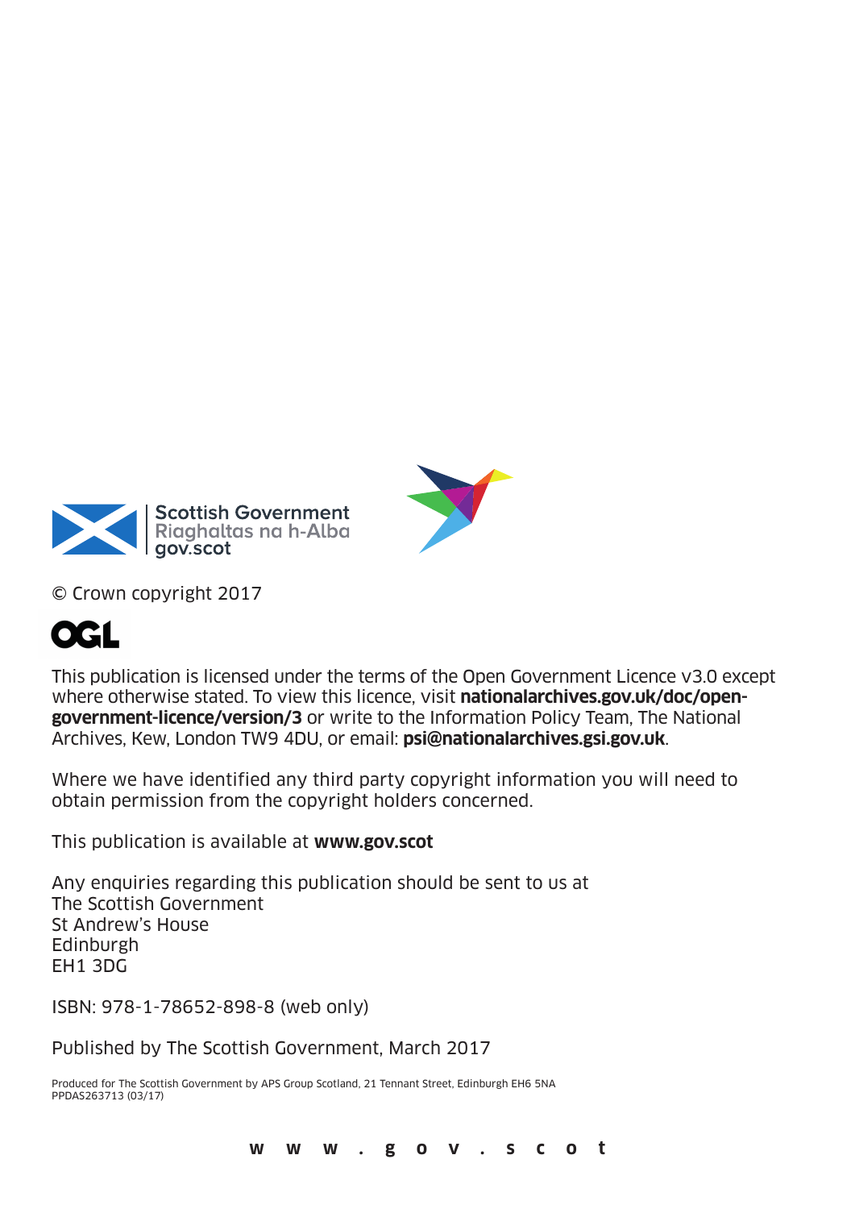Scottish Government
Riaghaltas na h-Alba
gov.scot

© Crown copyright 2017

OGL

This publication is licensed under the terms of the Open Government Licence v3.0 except where otherwise stated. To view this licence, visit **nationalarchives.gov.uk/doc/open-government-licence/version/3** or write to the Information Policy Team, The National Archives, Kew, London TW9 4DU, or email: **psi@nationalarchives.gsi.gov.uk**.

Where we have identified any third party copyright information you will need to obtain permission from the copyright holders concerned.

This publication is available at **www.gov.scot**

Any enquiries regarding this publication should be sent to us at
The Scottish Government
St Andrew's House
Edinburgh
EH1 3DG

ISBN: 978-1-78652-898-8 (web only)

Published by The Scottish Government, March 2017

Produced for The Scottish Government by APS Group Scotland, 21 Tennant Street, Edinburgh EH6 5NA
PPDAS263713 (03/17)

**w w w . g o v . s c o t**